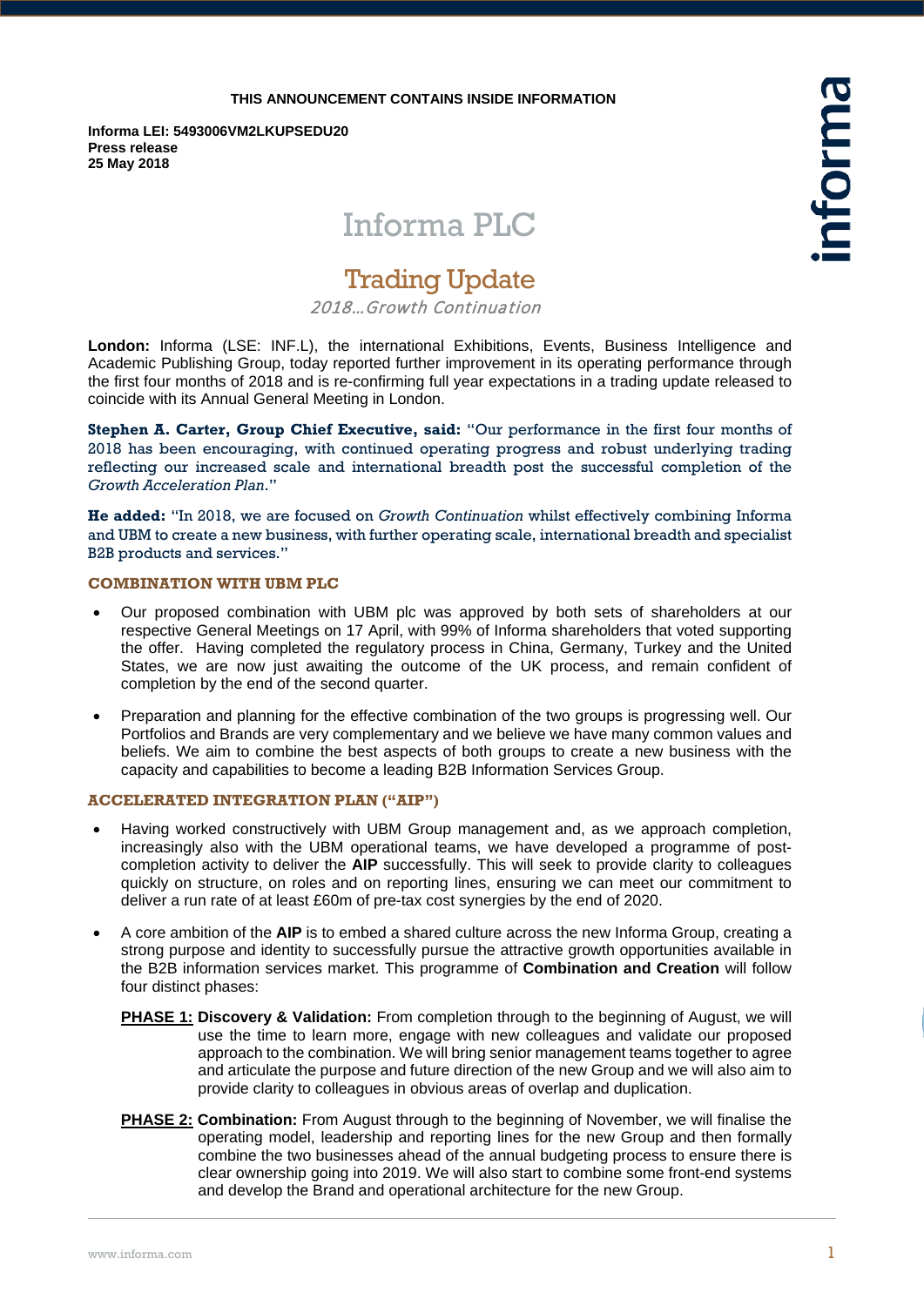**THIS ANNOUNCEMENT CONTAINS INSIDE INFORMATION**

**Informa LEI: 5493006VM2LKUPSEDU20**
**Press release**
**25 May 2018**

# Informa PLC

## Trading Update

*2018…Growth Continuation*

**London:** Informa (LSE: INF.L), the international Exhibitions, Events, Business Intelligence and Academic Publishing Group, today reported further improvement in its operating performance through the first four months of 2018 and is re-confirming full year expectations in a trading update released to coincide with its Annual General Meeting in London.

**Stephen A. Carter, Group Chief Executive, said:** "Our performance in the first four months of 2018 has been encouraging, with continued operating progress and robust underlying trading reflecting our increased scale and international breadth post the successful completion of the *Growth Acceleration Plan*."

**He added:** "In 2018, we are focused on *Growth Continuation* whilst effectively combining Informa and UBM to create a new business, with further operating scale, international breadth and specialist B2B products and services."

### COMBINATION WITH UBM PLC

- Our proposed combination with UBM plc was approved by both sets of shareholders at our respective General Meetings on 17 April, with 99% of Informa shareholders that voted supporting the offer. Having completed the regulatory process in China, Germany, Turkey and the United States, we are now just awaiting the outcome of the UK process, and remain confident of completion by the end of the second quarter.

- Preparation and planning for the effective combination of the two groups is progressing well. Our Portfolios and Brands are very complementary and we believe we have many common values and beliefs. We aim to combine the best aspects of both groups to create a new business with the capacity and capabilities to become a leading B2B Information Services Group.

### ACCELERATED INTEGRATION PLAN ("AIP")

- Having worked constructively with UBM Group management and, as we approach completion, increasingly also with the UBM operational teams, we have developed a programme of post-completion activity to deliver the **AIP** successfully. This will seek to provide clarity to colleagues quickly on structure, on roles and on reporting lines, ensuring we can meet our commitment to deliver a run rate of at least £60m of pre-tax cost synergies by the end of 2020.

- A core ambition of the **AIP** is to embed a shared culture across the new Informa Group, creating a strong purpose and identity to successfully pursue the attractive growth opportunities available in the B2B information services market. This programme of **Combination and Creation** will follow four distinct phases:

  **PHASE 1: Discovery & Validation:** From completion through to the beginning of August, we will use the time to learn more, engage with new colleagues and validate our proposed approach to the combination. We will bring senior management teams together to agree and articulate the purpose and future direction of the new Group and we will also aim to provide clarity to colleagues in obvious areas of overlap and duplication.

  **PHASE 2: Combination:** From August through to the beginning of November, we will finalise the operating model, leadership and reporting lines for the new Group and then formally combine the two businesses ahead of the annual budgeting process to ensure there is clear ownership going into 2019. We will also start to combine some front-end systems and develop the Brand and operational architecture for the new Group.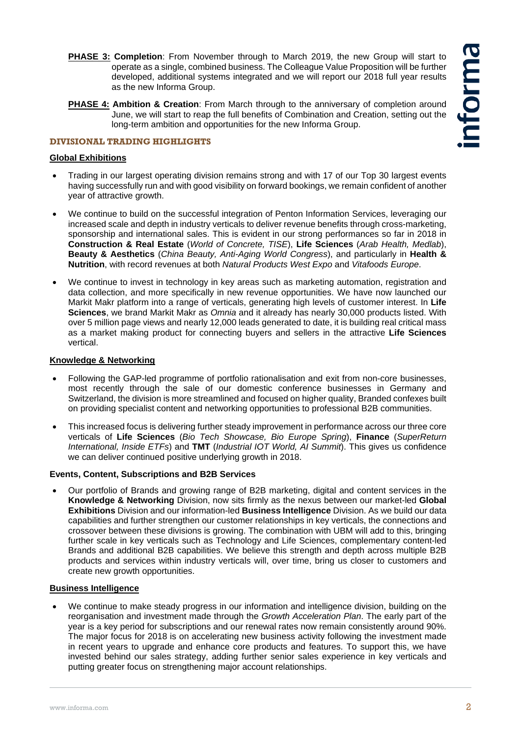**PHASE 3: Completion**: From November through to March 2019, the new Group will start to operate as a single, combined business. The Colleague Value Proposition will be further developed, additional systems integrated and we will report our 2018 full year results as the new Informa Group.

**PHASE 4: Ambition & Creation**: From March through to the anniversary of completion around June, we will start to reap the full benefits of Combination and Creation, setting out the long-term ambition and opportunities for the new Informa Group.

## DIVISIONAL TRADING HIGHLIGHTS

### Global Exhibitions

- Trading in our largest operating division remains strong and with 17 of our Top 30 largest events having successfully run and with good visibility on forward bookings, we remain confident of another year of attractive growth.
- We continue to build on the successful integration of Penton Information Services, leveraging our increased scale and depth in industry verticals to deliver revenue benefits through cross-marketing, sponsorship and international sales. This is evident in our strong performances so far in 2018 in **Construction & Real Estate** (*World of Concrete, TISE*), **Life Sciences** (*Arab Health, Medlab*), **Beauty & Aesthetics** (*China Beauty, Anti-Aging World Congress*), and particularly in **Health & Nutrition**, with record revenues at both *Natural Products West Expo* and *Vitafoods Europe*.
- We continue to invest in technology in key areas such as marketing automation, registration and data collection, and more specifically in new revenue opportunities. We have now launched our Markit Makr platform into a range of verticals, generating high levels of customer interest. In **Life Sciences**, we brand Markit Makr as *Omnia* and it already has nearly 30,000 products listed. With over 5 million page views and nearly 12,000 leads generated to date, it is building real critical mass as a market making product for connecting buyers and sellers in the attractive **Life Sciences** vertical.

### Knowledge & Networking

- Following the GAP-led programme of portfolio rationalisation and exit from non-core businesses, most recently through the sale of our domestic conference businesses in Germany and Switzerland, the division is more streamlined and focused on higher quality, Branded confexes built on providing specialist content and networking opportunities to professional B2B communities.
- This increased focus is delivering further steady improvement in performance across our three core verticals of **Life Sciences** (*Bio Tech Showcase, Bio Europe Spring*), **Finance** (*SuperReturn International, Inside ETFs*) and **TMT** (*Industrial IOT World, AI Summit*). This gives us confidence we can deliver continued positive underlying growth in 2018.

### Events, Content, Subscriptions and B2B Services

- Our portfolio of Brands and growing range of B2B marketing, digital and content services in the **Knowledge & Networking** Division, now sits firmly as the nexus between our market-led **Global Exhibitions** Division and our information-led **Business Intelligence** Division. As we build our data capabilities and further strengthen our customer relationships in key verticals, the connections and crossover between these divisions is growing. The combination with UBM will add to this, bringing further scale in key verticals such as Technology and Life Sciences, complementary content-led Brands and additional B2B capabilities. We believe this strength and depth across multiple B2B products and services within industry verticals will, over time, bring us closer to customers and create new growth opportunities.

### Business Intelligence

- We continue to make steady progress in our information and intelligence division, building on the reorganisation and investment made through the *Growth Acceleration Plan*. The early part of the year is a key period for subscriptions and our renewal rates now remain consistently around 90%. The major focus for 2018 is on accelerating new business activity following the investment made in recent years to upgrade and enhance core products and features. To support this, we have invested behind our sales strategy, adding further senior sales experience in key verticals and putting greater focus on strengthening major account relationships.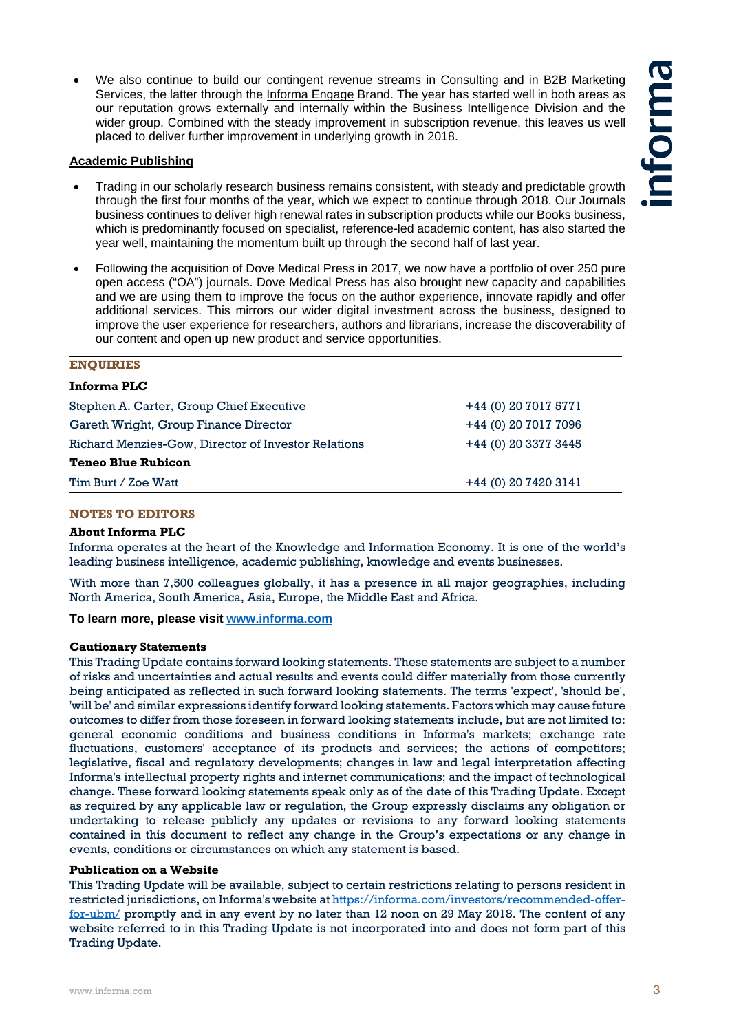- We also continue to build our contingent revenue streams in Consulting and in B2B Marketing Services, the latter through the Informa Engage Brand. The year has started well in both areas as our reputation grows externally and internally within the Business Intelligence Division and the wider group. Combined with the steady improvement in subscription revenue, this leaves us well placed to deliver further improvement in underlying growth in 2018.

**Academic Publishing**

- Trading in our scholarly research business remains consistent, with steady and predictable growth through the first four months of the year, which we expect to continue through 2018. Our Journals business continues to deliver high renewal rates in subscription products while our Books business, which is predominantly focused on specialist, reference-led academic content, has also started the year well, maintaining the momentum built up through the second half of last year.

- Following the acquisition of Dove Medical Press in 2017, we now have a portfolio of over 250 pure open access ("OA") journals. Dove Medical Press has also brought new capacity and capabilities and we are using them to improve the focus on the author experience, innovate rapidly and offer additional services. This mirrors our wider digital investment across the business, designed to improve the user experience for researchers, authors and librarians, increase the discoverability of our content and open up new product and service opportunities.

## ENQUIRIES

| | |
|---|---|
| **Informa PLC** | |
| Stephen A. Carter, Group Chief Executive | +44 (0) 20 7017 5771 |
| Gareth Wright, Group Finance Director | +44 (0) 20 7017 7096 |
| Richard Menzies-Gow, Director of Investor Relations | +44 (0) 20 3377 3445 |
| **Teneo Blue Rubicon** | |
| Tim Burt / Zoe Watt | +44 (0) 20 7420 3141 |

## NOTES TO EDITORS

**About Informa PLC**

Informa operates at the heart of the Knowledge and Information Economy. It is one of the world's leading business intelligence, academic publishing, knowledge and events businesses.

With more than 7,500 colleagues globally, it has a presence in all major geographies, including North America, South America, Asia, Europe, the Middle East and Africa.

**To learn more, please visit www.informa.com**

**Cautionary Statements**

This Trading Update contains forward looking statements. These statements are subject to a number of risks and uncertainties and actual results and events could differ materially from those currently being anticipated as reflected in such forward looking statements. The terms 'expect', 'should be', 'will be' and similar expressions identify forward looking statements. Factors which may cause future outcomes to differ from those foreseen in forward looking statements include, but are not limited to: general economic conditions and business conditions in Informa's markets; exchange rate fluctuations, customers' acceptance of its products and services; the actions of competitors; legislative, fiscal and regulatory developments; changes in law and legal interpretation affecting Informa's intellectual property rights and internet communications; and the impact of technological change. These forward looking statements speak only as of the date of this Trading Update. Except as required by any applicable law or regulation, the Group expressly disclaims any obligation or undertaking to release publicly any updates or revisions to any forward looking statements contained in this document to reflect any change in the Group's expectations or any change in events, conditions or circumstances on which any statement is based.

**Publication on a Website**

This Trading Update will be available, subject to certain restrictions relating to persons resident in restricted jurisdictions, on Informa's website at https://informa.com/investors/recommended-offer-for-ubm/ promptly and in any event by no later than 12 noon on 29 May 2018. The content of any website referred to in this Trading Update is not incorporated into and does not form part of this Trading Update.